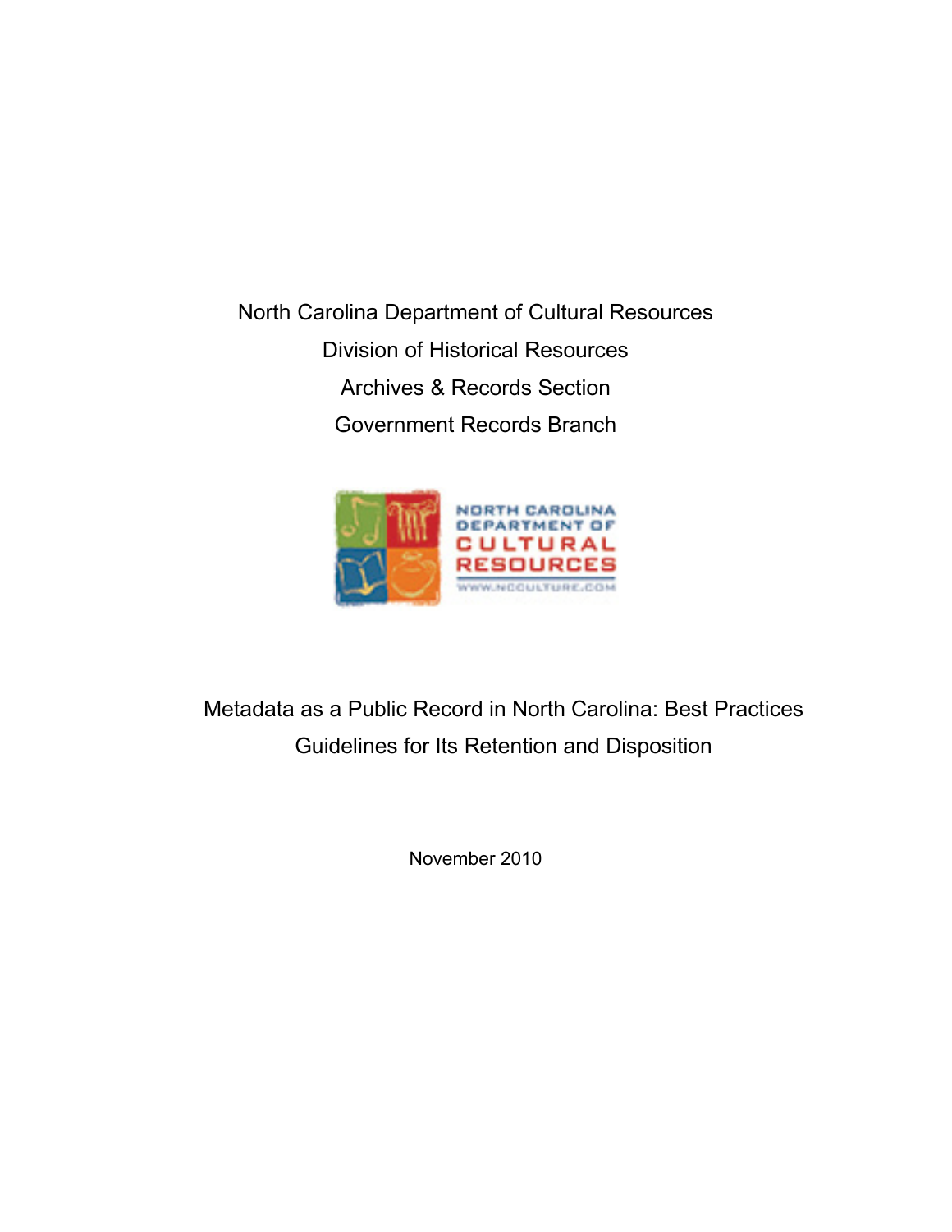North Carolina Department of Cultural Resources

Division of Historical Resources

Archives & Records Section

Government Records Branch

NORTH CAROLINA DEPARTMENT OF CULTURAL RESOURCES

WWW.NCCULTURE.COM

# Metadata as a Public Record in North Carolina: Best Practices Guidelines for Its Retention and Disposition

November 2010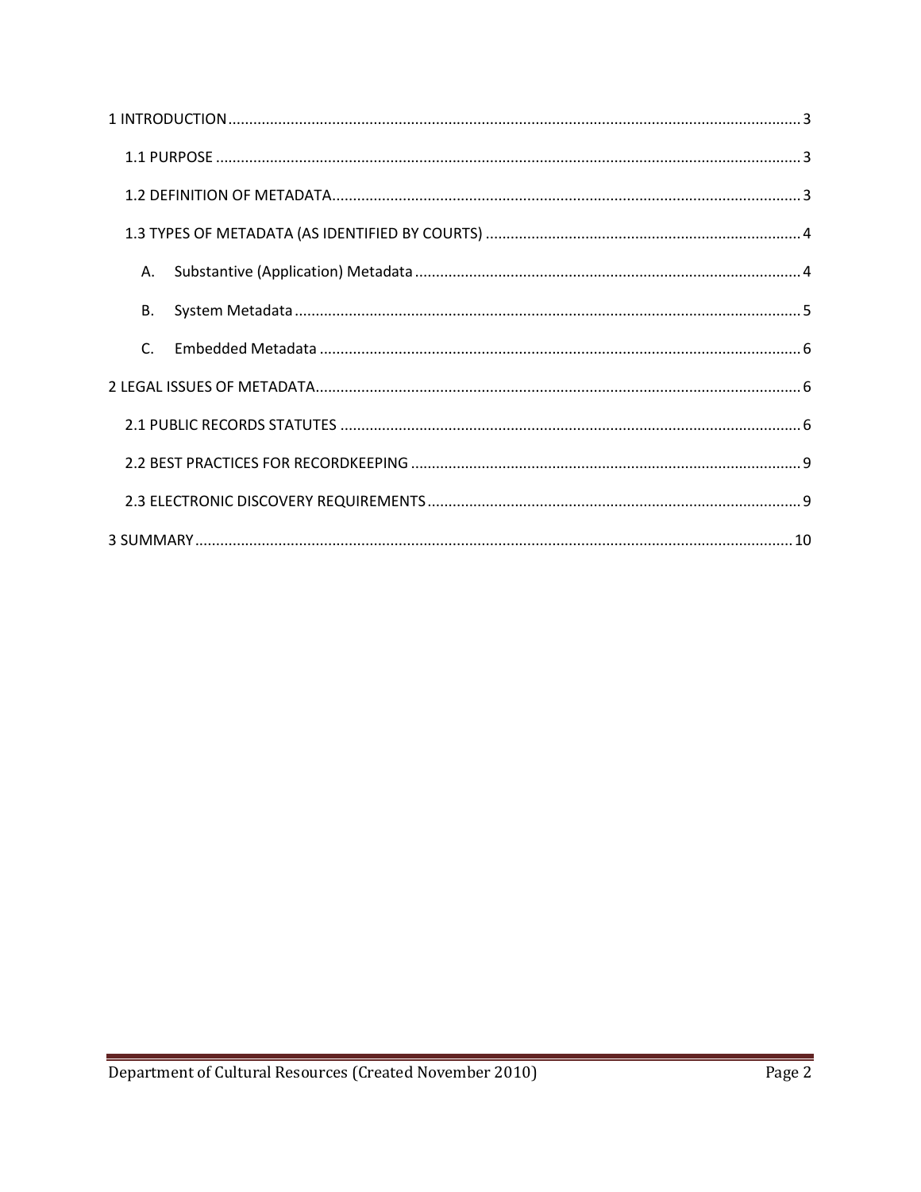1 INTRODUCTION ........................................................................................................................................ 3

- 1.1 PURPOSE ........................................................................................................................................ 3
- 1.2 DEFINITION OF METADATA ................................................................................................................. 3
- 1.3 TYPES OF METADATA (AS IDENTIFIED BY COURTS) ........................................................................... 4
  - A. Substantive (Application) Metadata ........................................................................................... 4
  - B. System Metadata ......................................................................................................................... 5
  - C. Embedded Metadata ................................................................................................................... 6

2 LEGAL ISSUES OF METADATA ................................................................................................................... 6

- 2.1 PUBLIC RECORDS STATUTES ............................................................................................................. 6
- 2.2 BEST PRACTICES FOR RECORDKEEPING ............................................................................................ 9
- 2.3 ELECTRONIC DISCOVERY REQUIREMENTS ........................................................................................ 9

3 SUMMARY ............................................................................................................................................. 10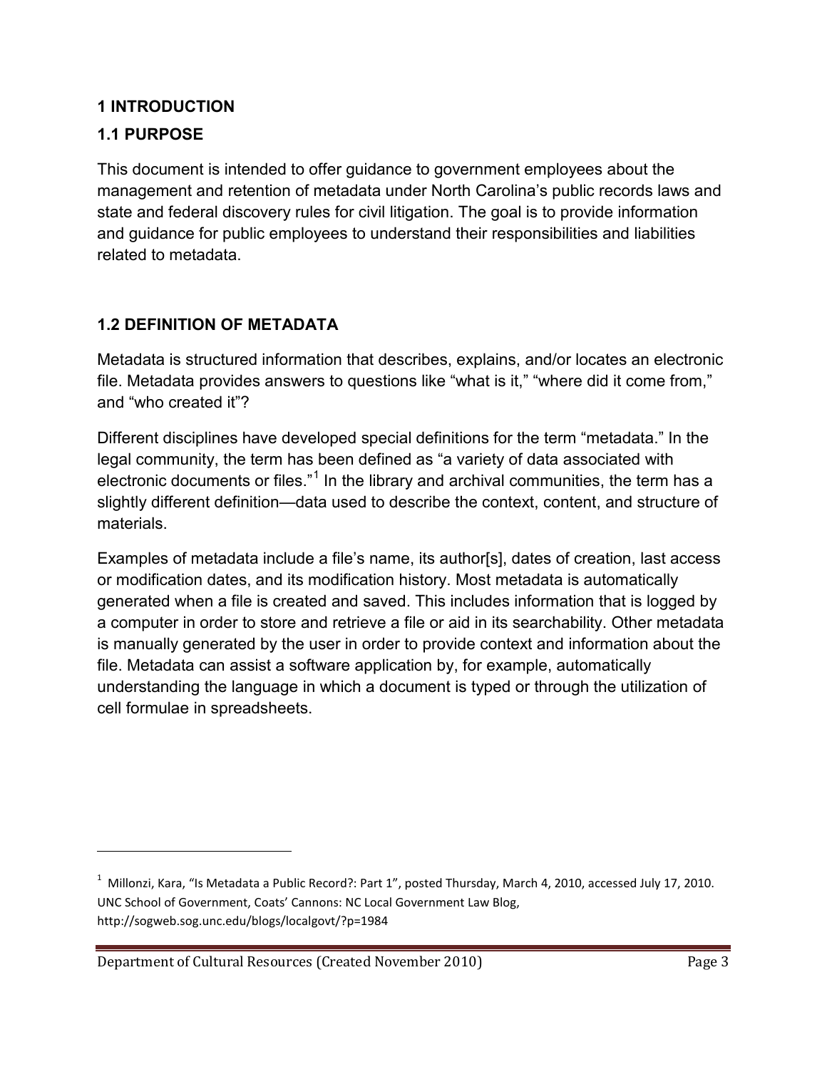# 1 INTRODUCTION

## 1.1 PURPOSE

This document is intended to offer guidance to government employees about the management and retention of metadata under North Carolina's public records laws and state and federal discovery rules for civil litigation. The goal is to provide information and guidance for public employees to understand their responsibilities and liabilities related to metadata.

## 1.2 DEFINITION OF METADATA

Metadata is structured information that describes, explains, and/or locates an electronic file. Metadata provides answers to questions like "what is it," "where did it come from," and "who created it"?

Different disciplines have developed special definitions for the term "metadata." In the legal community, the term has been defined as "a variety of data associated with electronic documents or files."[1] In the library and archival communities, the term has a slightly different definition—data used to describe the context, content, and structure of materials.

Examples of metadata include a file's name, its author[s], dates of creation, last access or modification dates, and its modification history. Most metadata is automatically generated when a file is created and saved. This includes information that is logged by a computer in order to store and retrieve a file or aid in its searchability. Other metadata is manually generated by the user in order to provide context and information about the file. Metadata can assist a software application by, for example, automatically understanding the language in which a document is typed or through the utilization of cell formulae in spreadsheets.

---

[1] Millonzi, Kara, "Is Metadata a Public Record?: Part 1", posted Thursday, March 4, 2010, accessed July 17, 2010. UNC School of Government, Coats' Cannons: NC Local Government Law Blog, http://sogweb.sog.unc.edu/blogs/localgovt/?p=1984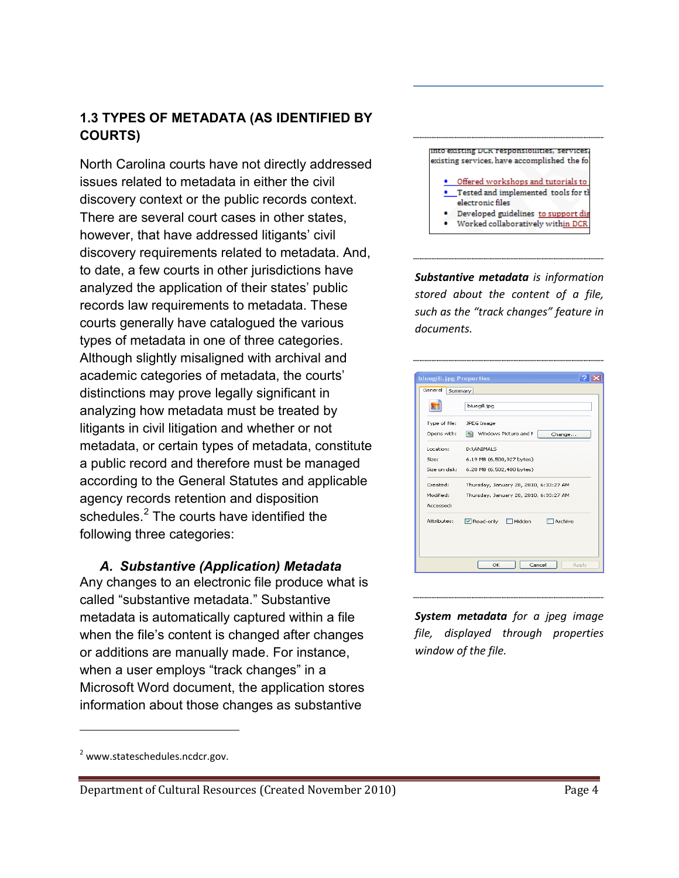## 1.3 TYPES OF METADATA (AS IDENTIFIED BY COURTS)

North Carolina courts have not directly addressed issues related to metadata in either the civil discovery context or the public records context. There are several court cases in other states, however, that have addressed litigants' civil discovery requirements related to metadata. And, to date, a few courts in other jurisdictions have analyzed the application of their states' public records law requirements to metadata. These courts generally have catalogued the various types of metadata in one of three categories. Although slightly misaligned with archival and academic categories of metadata, the courts' distinctions may prove legally significant in analyzing how metadata must be treated by litigants in civil litigation and whether or not metadata, or certain types of metadata, constitute a public record and therefore must be managed according to the General Statutes and applicable agency records retention and disposition schedules.[2] The courts have identified the following three categories:

### A. Substantive (Application) Metadata

Any changes to an electronic file produce what is called "substantive metadata." Substantive metadata is automatically captured within a file when the file's content is changed after changes or additions are manually made. For instance, when a user employs "track changes" in a Microsoft Word document, the application stores information about those changes as substantive

***Substantive metadata*** *is information stored about the content of a file, such as the "track changes" feature in documents.*

***System metadata*** *for a jpeg image file, displayed through properties window of the file.*

[2] www.stateschedules.ncdcr.gov.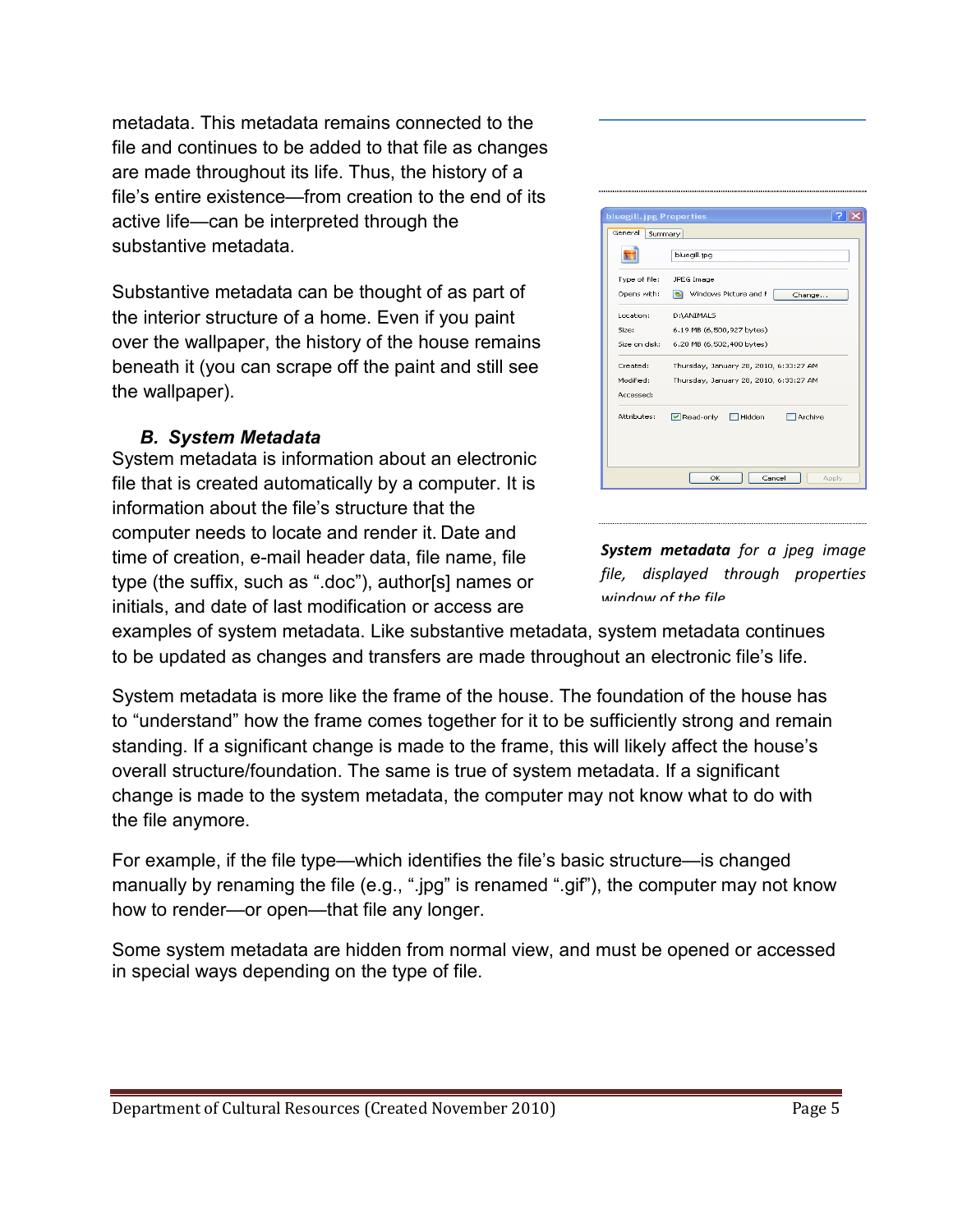metadata. This metadata remains connected to the file and continues to be added to that file as changes are made throughout its life. Thus, the history of a file's entire existence—from creation to the end of its active life—can be interpreted through the substantive metadata.

Substantive metadata can be thought of as part of the interior structure of a home. Even if you paint over the wallpaper, the history of the house remains beneath it (you can scrape off the paint and still see the wallpaper).

### *B. System Metadata*

System metadata is information about an electronic file that is created automatically by a computer. It is information about the file's structure that the computer needs to locate and render it. Date and time of creation, e-mail header data, file name, file type (the suffix, such as ".doc"), author[s] names or initials, and date of last modification or access are examples of system metadata. Like substantive metadata, system metadata continues to be updated as changes and transfers are made throughout an electronic file's life.

***System metadata*** *for a jpeg image file, displayed through properties window of the file*

System metadata is more like the frame of the house. The foundation of the house has to "understand" how the frame comes together for it to be sufficiently strong and remain standing. If a significant change is made to the frame, this will likely affect the house's overall structure/foundation. The same is true of system metadata. If a significant change is made to the system metadata, the computer may not know what to do with the file anymore.

For example, if the file type—which identifies the file's basic structure—is changed manually by renaming the file (e.g., ".jpg" is renamed ".gif"), the computer may not know how to render—or open—that file any longer.

Some system metadata are hidden from normal view, and must be opened or accessed in special ways depending on the type of file.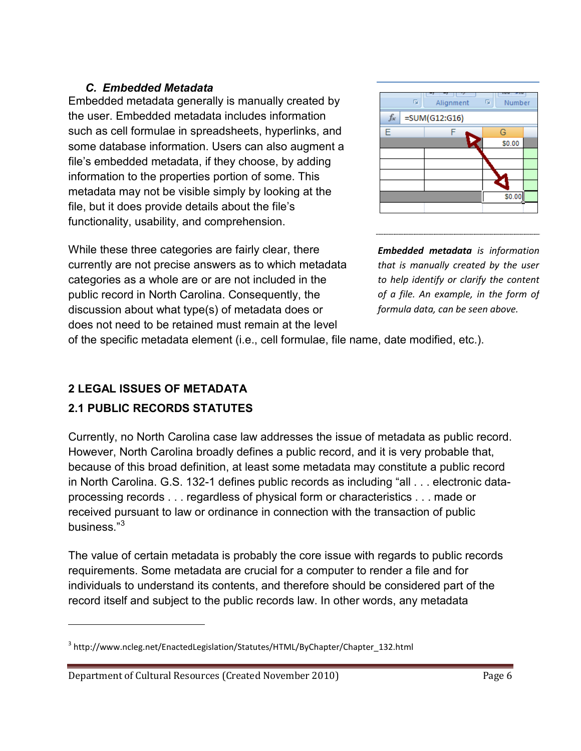### *C. Embedded Metadata*

Embedded metadata generally is manually created by the user. Embedded metadata includes information such as cell formulae in spreadsheets, hyperlinks, and some database information. Users can also augment a file's embedded metadata, if they choose, by adding information to the properties portion of some. This metadata may not be visible simply by looking at the file, but it does provide details about the file's functionality, usability, and comprehension.

*__Embedded metadata__ is information that is manually created by the user to help identify or clarify the content of a file. An example, in the form of formula data, can be seen above.*

While these three categories are fairly clear, there currently are not precise answers as to which metadata categories as a whole are or are not included in the public record in North Carolina. Consequently, the discussion about what type(s) of metadata does or does not need to be retained must remain at the level of the specific metadata element (i.e., cell formulae, file name, date modified, etc.).

## 2 LEGAL ISSUES OF METADATA

### 2.1 PUBLIC RECORDS STATUTES

Currently, no North Carolina case law addresses the issue of metadata as public record. However, North Carolina broadly defines a public record, and it is very probable that, because of this broad definition, at least some metadata may constitute a public record in North Carolina. G.S. 132-1 defines public records as including "all . . . electronic data-processing records . . . regardless of physical form or characteristics . . . made or received pursuant to law or ordinance in connection with the transaction of public business."[3]

The value of certain metadata is probably the core issue with regards to public records requirements. Some metadata are crucial for a computer to render a file and for individuals to understand its contents, and therefore should be considered part of the record itself and subject to the public records law. In other words, any metadata

[3] http://www.ncleg.net/EnactedLegislation/Statutes/HTML/ByChapter/Chapter_132.html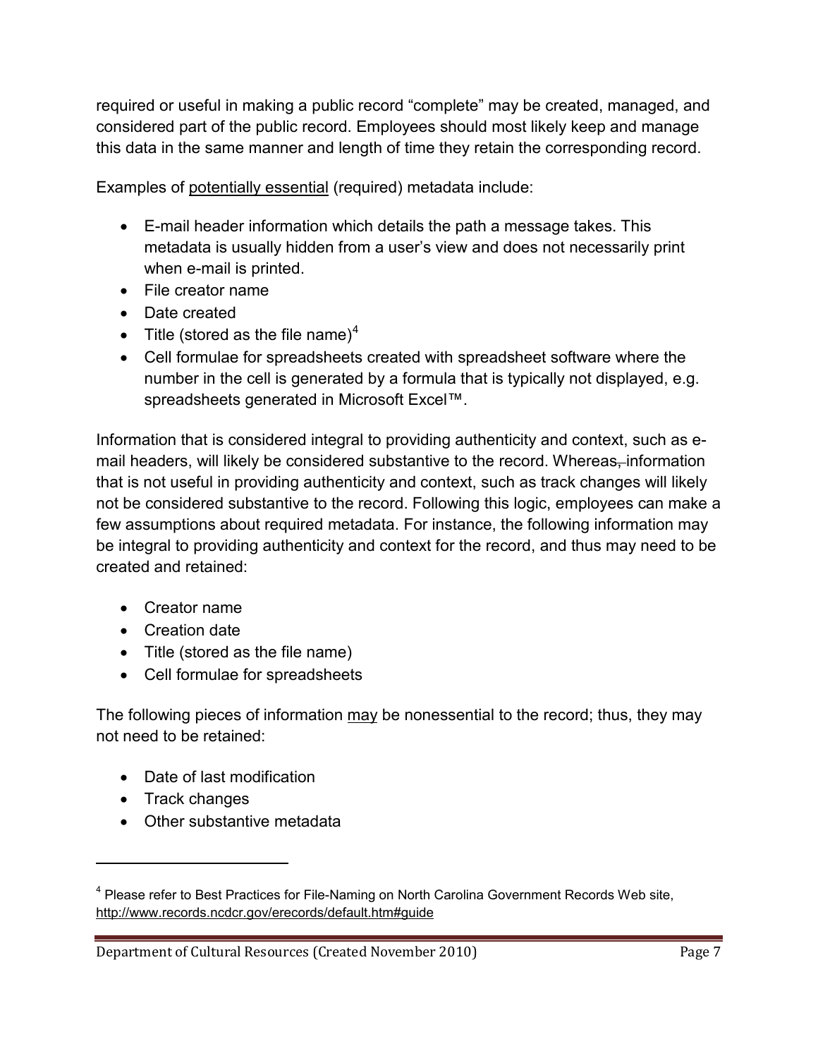required or useful in making a public record "complete" may be created, managed, and considered part of the public record. Employees should most likely keep and manage this data in the same manner and length of time they retain the corresponding record.

Examples of potentially essential (required) metadata include:

- E-mail header information which details the path a message takes. This metadata is usually hidden from a user's view and does not necessarily print when e-mail is printed.
- File creator name
- Date created
- Title (stored as the file name)[4]
- Cell formulae for spreadsheets created with spreadsheet software where the number in the cell is generated by a formula that is typically not displayed, e.g. spreadsheets generated in Microsoft Excel™.

Information that is considered integral to providing authenticity and context, such as e-mail headers, will likely be considered substantive to the record. Whereas, information that is not useful in providing authenticity and context, such as track changes will likely not be considered substantive to the record. Following this logic, employees can make a few assumptions about required metadata. For instance, the following information may be integral to providing authenticity and context for the record, and thus may need to be created and retained:

- Creator name
- Creation date
- Title (stored as the file name)
- Cell formulae for spreadsheets

The following pieces of information may be nonessential to the record; thus, they may not need to be retained:

- Date of last modification
- Track changes
- Other substantive metadata

---

[4] Please refer to Best Practices for File-Naming on North Carolina Government Records Web site, http://www.records.ncdcr.gov/erecords/default.htm#guide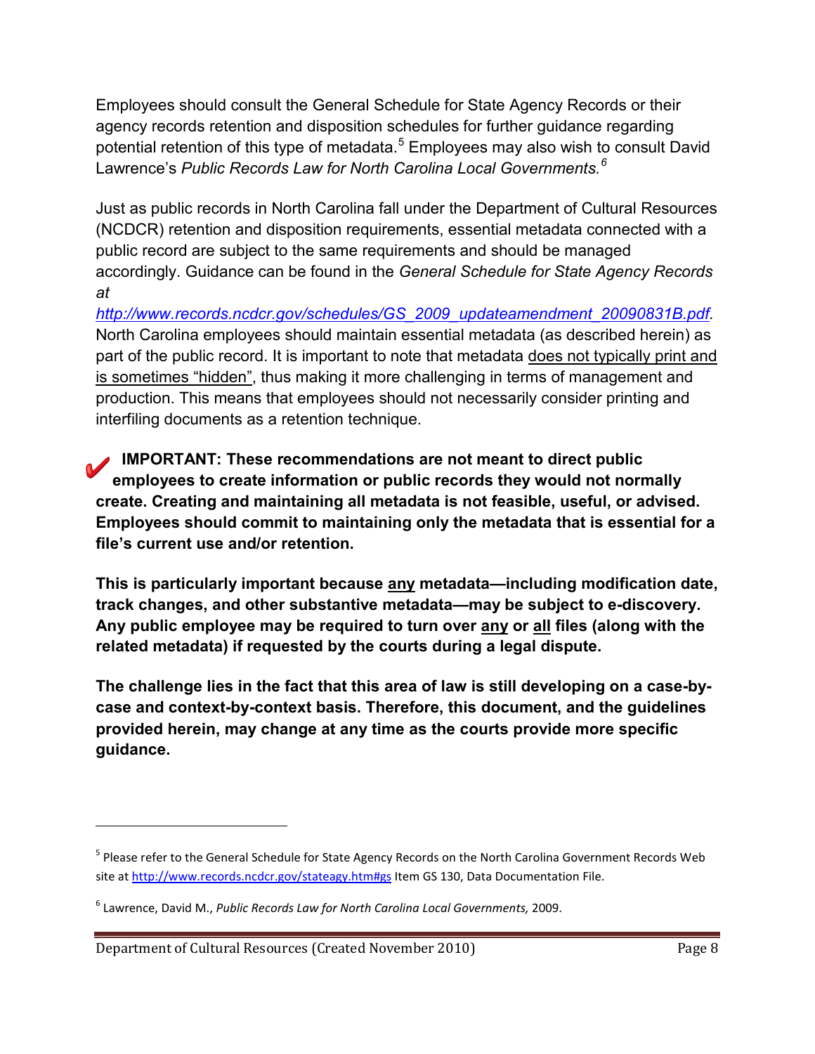Employees should consult the General Schedule for State Agency Records or their agency records retention and disposition schedules for further guidance regarding potential retention of this type of metadata.[5] Employees may also wish to consult David Lawrence's *Public Records Law for North Carolina Local Governments.*[6]

Just as public records in North Carolina fall under the Department of Cultural Resources (NCDCR) retention and disposition requirements, essential metadata connected with a public record are subject to the same requirements and should be managed accordingly. Guidance can be found in the *General Schedule for State Agency Records at* *http://www.records.ncdcr.gov/schedules/GS_2009_updateamendment_20090831B.pdf*. North Carolina employees should maintain essential metadata (as described herein) as part of the public record. It is important to note that metadata does not typically print and is sometimes "hidden", thus making it more challenging in terms of management and production. This means that employees should not necessarily consider printing and interfiling documents as a retention technique.

✔ **IMPORTANT: These recommendations are not meant to direct public employees to create information or public records they would not normally create. Creating and maintaining all metadata is not feasible, useful, or advised. Employees should commit to maintaining only the metadata that is essential for a file's current use and/or retention.**

**This is particularly important because any metadata—including modification date, track changes, and other substantive metadata—may be subject to e-discovery. Any public employee may be required to turn over any or all files (along with the related metadata) if requested by the courts during a legal dispute.**

**The challenge lies in the fact that this area of law is still developing on a case-by-case and context-by-context basis. Therefore, this document, and the guidelines provided herein, may change at any time as the courts provide more specific guidance.**

---

[5] Please refer to the General Schedule for State Agency Records on the North Carolina Government Records Web site at http://www.records.ncdcr.gov/stateagy.htm#gs Item GS 130, Data Documentation File.

[6] Lawrence, David M., *Public Records Law for North Carolina Local Governments,* 2009.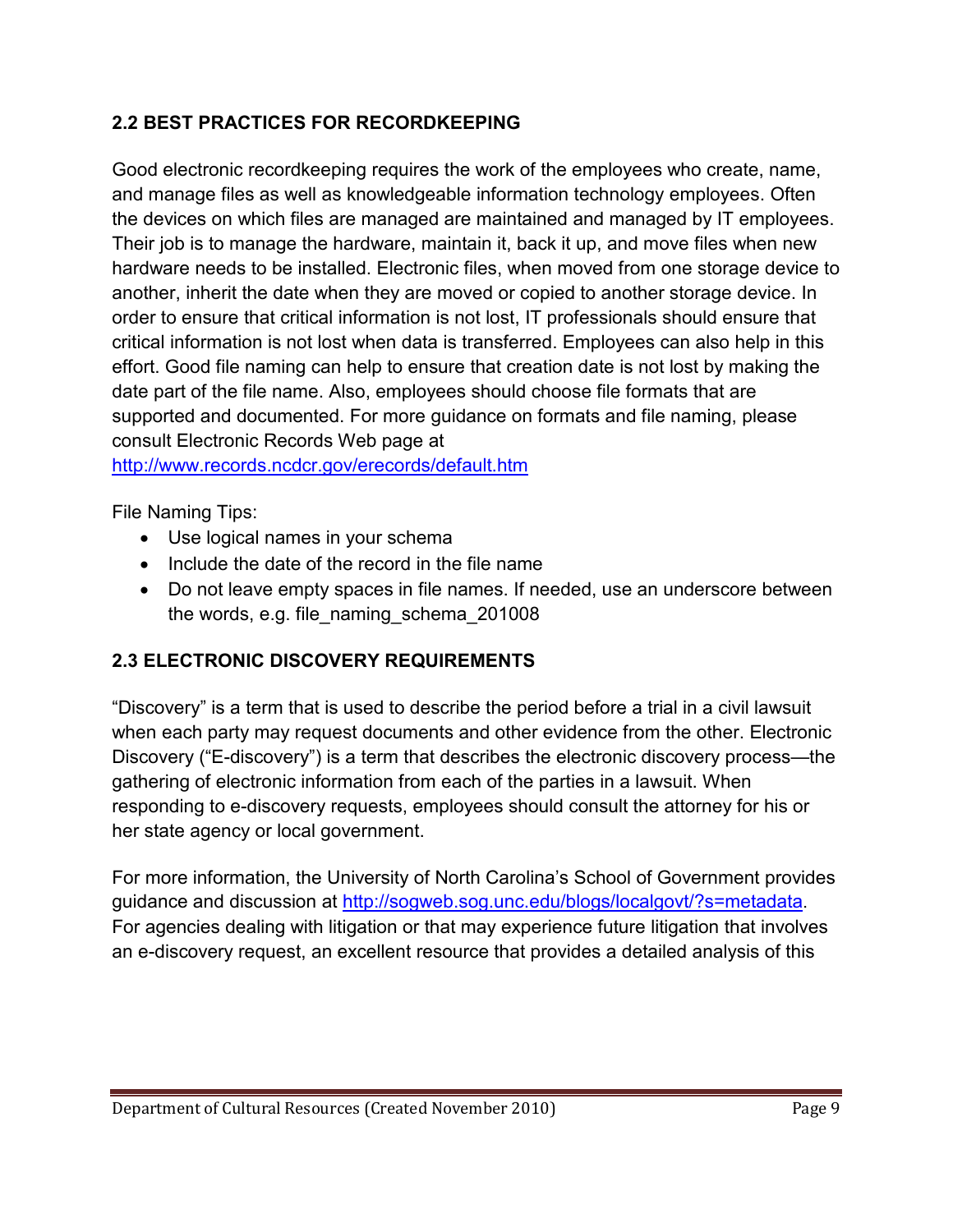## 2.2 BEST PRACTICES FOR RECORDKEEPING

Good electronic recordkeeping requires the work of the employees who create, name, and manage files as well as knowledgeable information technology employees. Often the devices on which files are managed are maintained and managed by IT employees. Their job is to manage the hardware, maintain it, back it up, and move files when new hardware needs to be installed. Electronic files, when moved from one storage device to another, inherit the date when they are moved or copied to another storage device. In order to ensure that critical information is not lost, IT professionals should ensure that critical information is not lost when data is transferred. Employees can also help in this effort. Good file naming can help to ensure that creation date is not lost by making the date part of the file name. Also, employees should choose file formats that are supported and documented. For more guidance on formats and file naming, please consult Electronic Records Web page at http://www.records.ncdcr.gov/erecords/default.htm

File Naming Tips:

- Use logical names in your schema
- Include the date of the record in the file name
- Do not leave empty spaces in file names. If needed, use an underscore between the words, e.g. file_naming_schema_201008

## 2.3 ELECTRONIC DISCOVERY REQUIREMENTS

"Discovery" is a term that is used to describe the period before a trial in a civil lawsuit when each party may request documents and other evidence from the other. Electronic Discovery ("E-discovery") is a term that describes the electronic discovery process—the gathering of electronic information from each of the parties in a lawsuit. When responding to e-discovery requests, employees should consult the attorney for his or her state agency or local government.

For more information, the University of North Carolina's School of Government provides guidance and discussion at http://sogweb.sog.unc.edu/blogs/localgovt/?s=metadata. For agencies dealing with litigation or that may experience future litigation that involves an e-discovery request, an excellent resource that provides a detailed analysis of this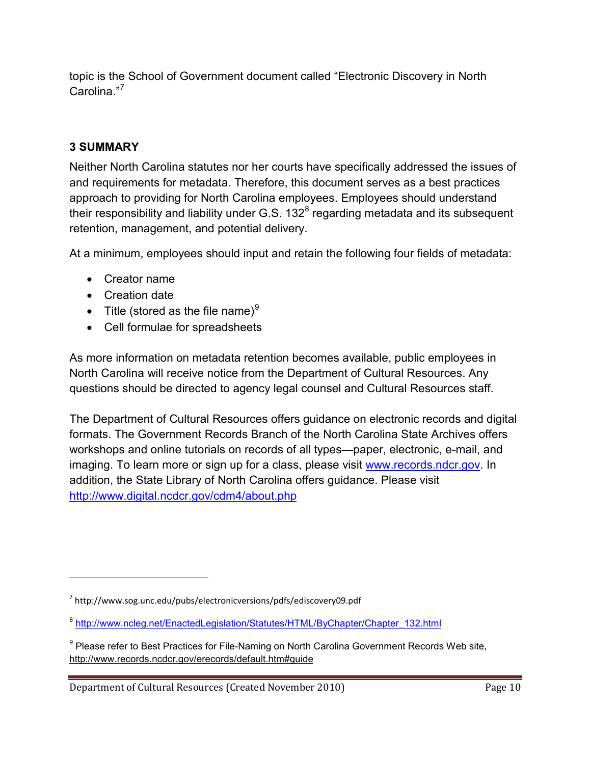topic is the School of Government document called "Electronic Discovery in North Carolina."[7]

## 3 SUMMARY

Neither North Carolina statutes nor her courts have specifically addressed the issues of and requirements for metadata. Therefore, this document serves as a best practices approach to providing for North Carolina employees. Employees should understand their responsibility and liability under G.S. 132[8] regarding metadata and its subsequent retention, management, and potential delivery.

At a minimum, employees should input and retain the following four fields of metadata:

- Creator name
- Creation date
- Title (stored as the file name)[9]
- Cell formulae for spreadsheets

As more information on metadata retention becomes available, public employees in North Carolina will receive notice from the Department of Cultural Resources. Any questions should be directed to agency legal counsel and Cultural Resources staff.

The Department of Cultural Resources offers guidance on electronic records and digital formats. The Government Records Branch of the North Carolina State Archives offers workshops and online tutorials on records of all types—paper, electronic, e-mail, and imaging. To learn more or sign up for a class, please visit www.records.ndcr.gov. In addition, the State Library of North Carolina offers guidance. Please visit http://www.digital.ncdcr.gov/cdm4/about.php

---

[7] http://www.sog.unc.edu/pubs/electronicversions/pdfs/ediscovery09.pdf

[8] http://www.ncleg.net/EnactedLegislation/Statutes/HTML/ByChapter/Chapter_132.html

[9] Please refer to Best Practices for File-Naming on North Carolina Government Records Web site, http://www.records.ncdcr.gov/erecords/default.htm#guide